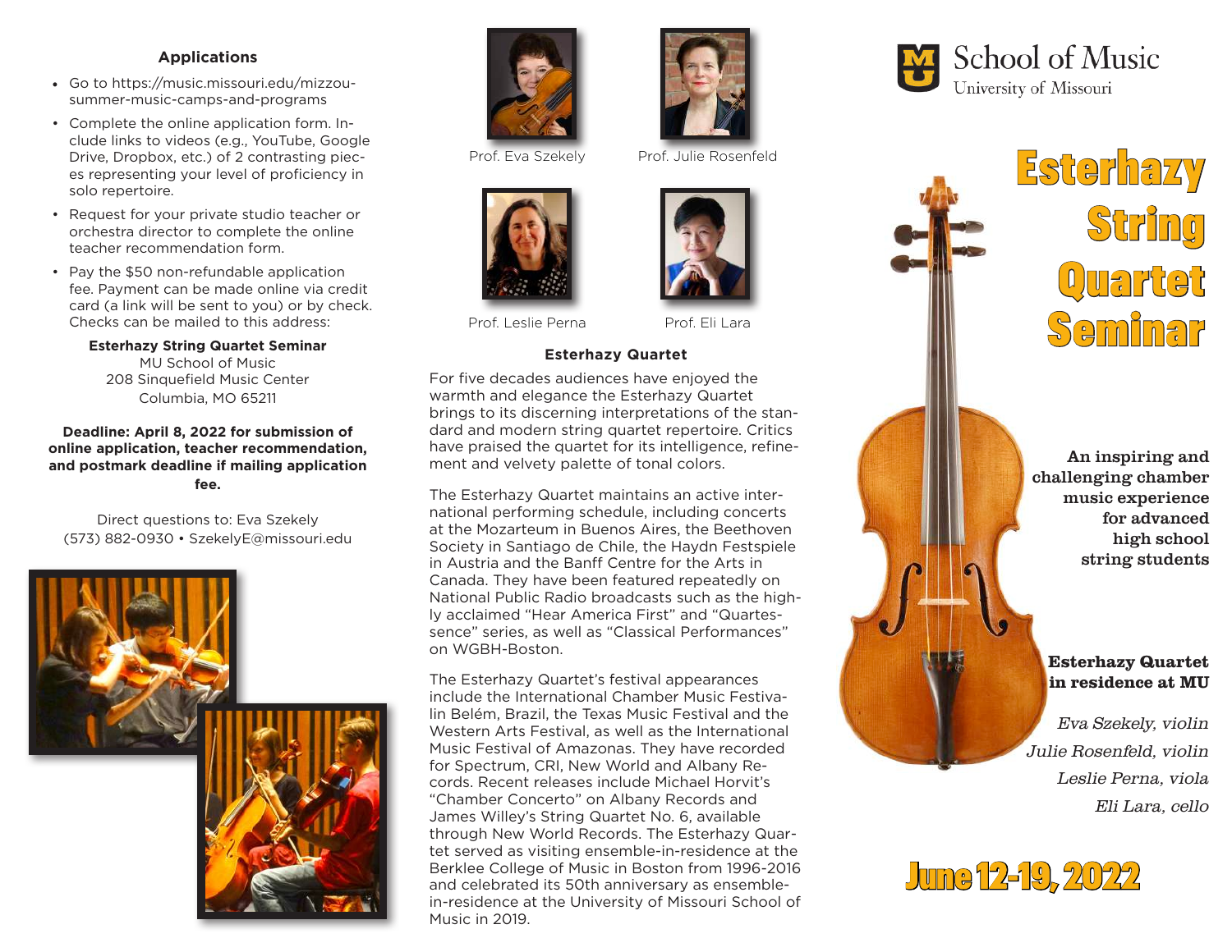# Esterhazy String Quartet Seminar

School of Music
University of Missouri

**An inspiring and challenging chamber music experience for advanced high school string students**

**Esterhazy Quartet in residence at MU**

*Eva Szekely, violin*
*Julie Rosenfeld, violin*
*Leslie Perna, viola*
*Eli Lara, cello*

## June 12-19, 2022

### Applications

- Go to https://music.missouri.edu/mizzou-summer-music-camps-and-programs
- Complete the online application form. Include links to videos (e.g., YouTube, Google Drive, Dropbox, etc.) of 2 contrasting pieces representing your level of proficiency in solo repertoire.
- Request for your private studio teacher or orchestra director to complete the online teacher recommendation form.
- Pay the $50 non-refundable application fee. Payment can be made online via credit card (a link will be sent to you) or by check. Checks can be mailed to this address:

**Esterhazy String Quartet Seminar**
MU School of Music
208 Sinquefield Music Center
Columbia, MO 65211

**Deadline: April 8, 2022 for submission of online application, teacher recommendation, and postmark deadline if mailing application fee.**

Direct questions to: Eva Szekely
(573) 882-0930 • SzekelyE@missouri.edu

Prof. Eva Szekely

Prof. Julie Rosenfeld

Prof. Leslie Perna

Prof. Eli Lara

### Esterhazy Quartet

For five decades audiences have enjoyed the warmth and elegance the Esterhazy Quartet brings to its discerning interpretations of the standard and modern string quartet repertoire. Critics have praised the quartet for its intelligence, refinement and velvety palette of tonal colors.

The Esterhazy Quartet maintains an active international performing schedule, including concerts at the Mozarteum in Buenos Aires, the Beethoven Society in Santiago de Chile, the Haydn Festspiele in Austria and the Banff Centre for the Arts in Canada. They have been featured repeatedly on National Public Radio broadcasts such as the highly acclaimed "Hear America First" and "Quartessence" series, as well as "Classical Performances" on WGBH-Boston.

The Esterhazy Quartet's festival appearances include the International Chamber Music Festivalin Belém, Brazil, the Texas Music Festival and the Western Arts Festival, as well as the International Music Festival of Amazonas. They have recorded for Spectrum, CRI, New World and Albany Records. Recent releases include Michael Horvit's "Chamber Concerto" on Albany Records and James Willey's String Quartet No. 6, available through New World Records. The Esterhazy Quartet served as visiting ensemble-in-residence at the Berklee College of Music in Boston from 1996-2016 and celebrated its 50th anniversary as ensemble-in-residence at the University of Missouri School of Music in 2019.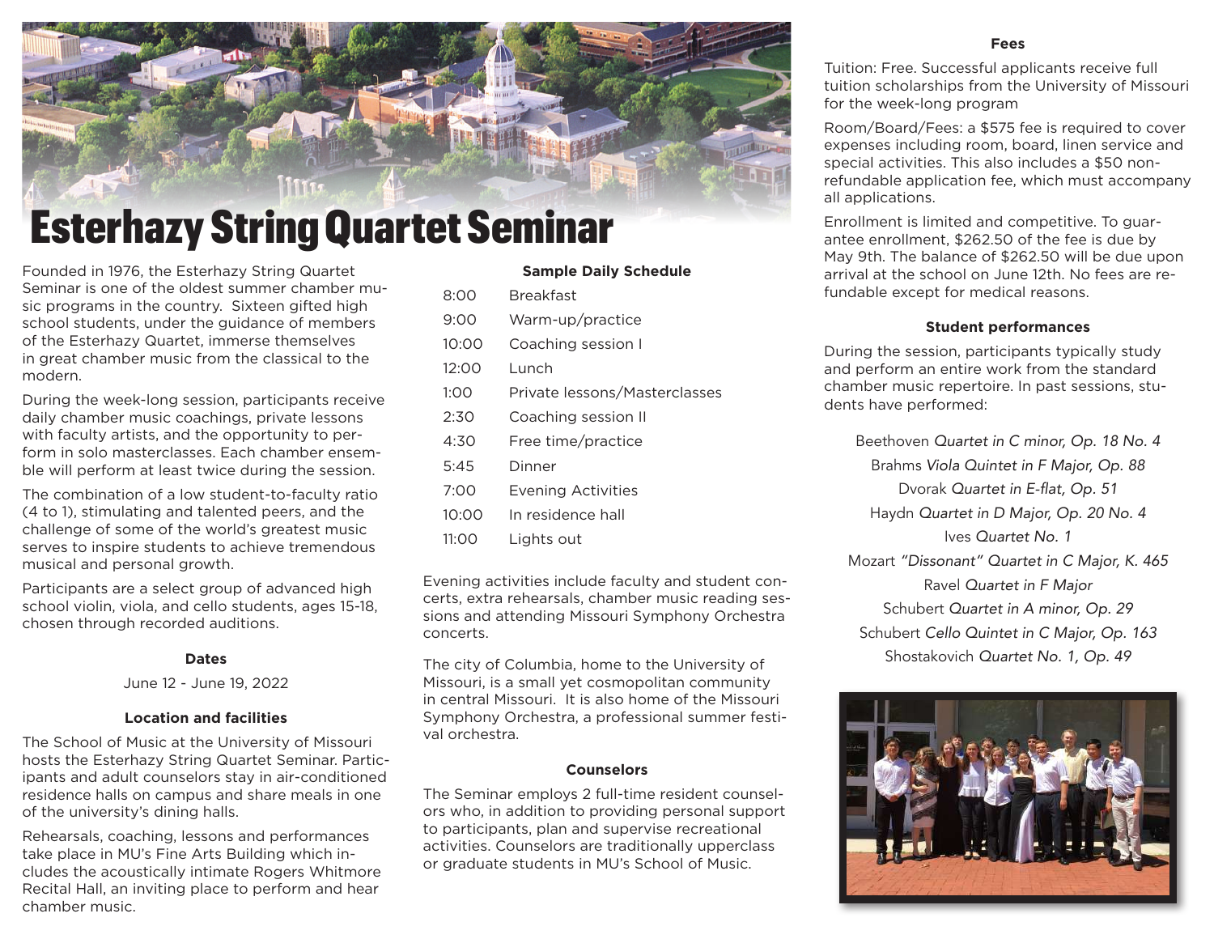# Esterhazy String Quartet Seminar

Founded in 1976, the Esterhazy String Quartet Seminar is one of the oldest summer chamber music programs in the country. Sixteen gifted high school students, under the guidance of members of the Esterhazy Quartet, immerse themselves in great chamber music from the classical to the modern.

During the week-long session, participants receive daily chamber music coachings, private lessons with faculty artists, and the opportunity to perform in solo masterclasses. Each chamber ensemble will perform at least twice during the session.

The combination of a low student-to-faculty ratio (4 to 1), stimulating and talented peers, and the challenge of some of the world's greatest music serves to inspire students to achieve tremendous musical and personal growth.

Participants are a select group of advanced high school violin, viola, and cello students, ages 15-18, chosen through recorded auditions.

### Dates

June 12 - June 19, 2022

### Location and facilities

The School of Music at the University of Missouri hosts the Esterhazy String Quartet Seminar. Participants and adult counselors stay in air-conditioned residence halls on campus and share meals in one of the university's dining halls.

Rehearsals, coaching, lessons and performances take place in MU's Fine Arts Building which includes the acoustically intimate Rogers Whitmore Recital Hall, an inviting place to perform and hear chamber music.

### Sample Daily Schedule

| | |
|---|---|
| 8:00 | Breakfast |
| 9:00 | Warm-up/practice |
| 10:00 | Coaching session I |
| 12:00 | Lunch |
| 1:00 | Private lessons/Masterclasses |
| 2:30 | Coaching session II |
| 4:30 | Free time/practice |
| 5:45 | Dinner |
| 7:00 | Evening Activities |
| 10:00 | In residence hall |
| 11:00 | Lights out |

Evening activities include faculty and student concerts, extra rehearsals, chamber music reading sessions and attending Missouri Symphony Orchestra concerts.

The city of Columbia, home to the University of Missouri, is a small yet cosmopolitan community in central Missouri. It is also home of the Missouri Symphony Orchestra, a professional summer festival orchestra.

### Counselors

The Seminar employs 2 full-time resident counselors who, in addition to providing personal support to participants, plan and supervise recreational activities. Counselors are traditionally upperclass or graduate students in MU's School of Music.

### Fees

Tuition: Free. Successful applicants receive full tuition scholarships from the University of Missouri for the week-long program

Room/Board/Fees: a $575 fee is required to cover expenses including room, board, linen service and special activities. This also includes a $50 non-refundable application fee, which must accompany all applications.

Enrollment is limited and competitive. To guarantee enrollment, $262.50 of the fee is due by May 9th. The balance of $262.50 will be due upon arrival at the school on June 12th. No fees are refundable except for medical reasons.

### Student performances

During the session, participants typically study and perform an entire work from the standard chamber music repertoire. In past sessions, students have performed:

Beethoven *Quartet in C minor, Op. 18 No. 4*
Brahms *Viola Quintet in F Major, Op. 88*
Dvorak *Quartet in E-flat, Op. 51*
Haydn *Quartet in D Major, Op. 20 No. 4*
Ives *Quartet No. 1*
Mozart *"Dissonant" Quartet in C Major, K. 465*
Ravel *Quartet in F Major*
Schubert *Quartet in A minor, Op. 29*
Schubert *Cello Quintet in C Major, Op. 163*
Shostakovich *Quartet No. 1, Op. 49*